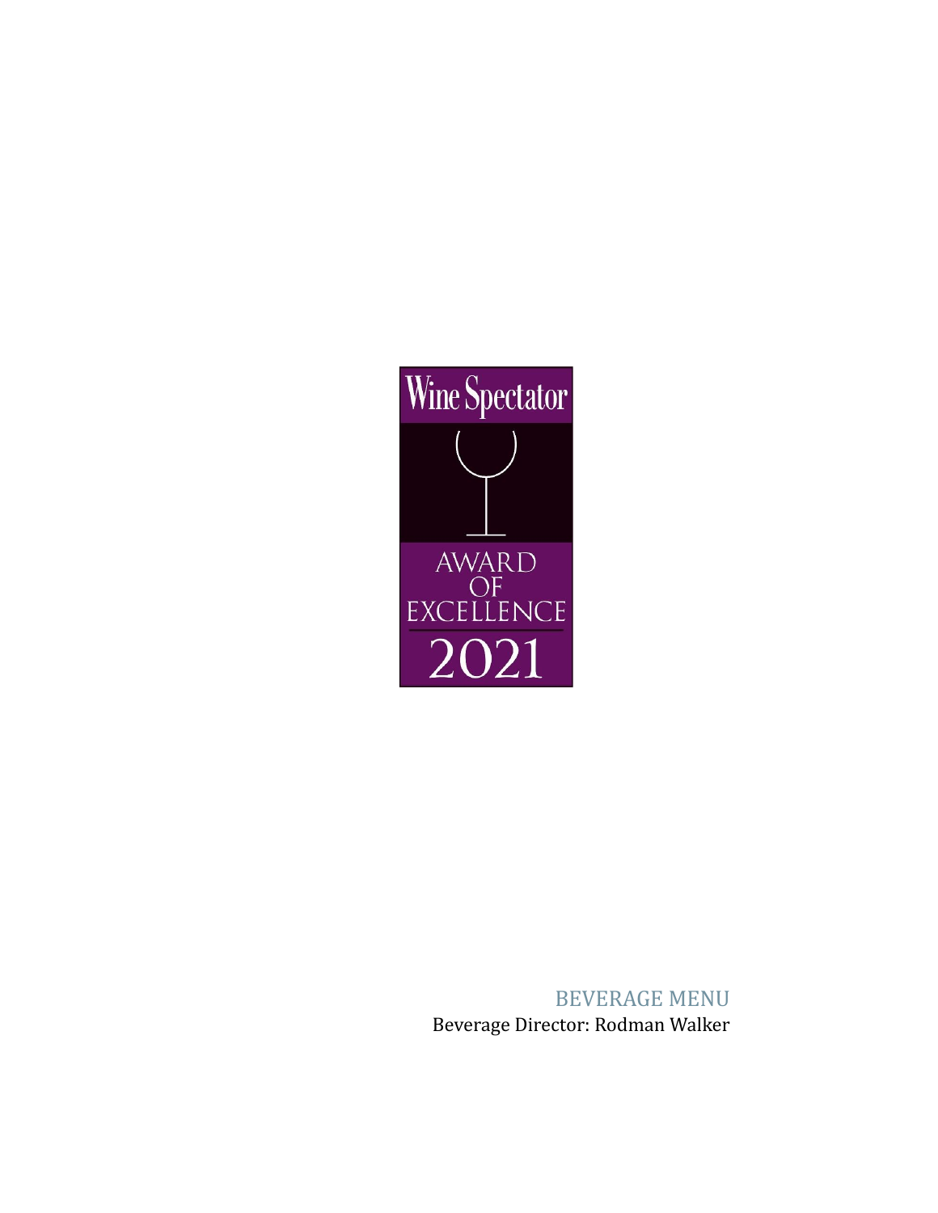Wine Spectator

AWARD OF EXCELLENCE

2021

# BEVERAGE MENU

Beverage Director: Rodman Walker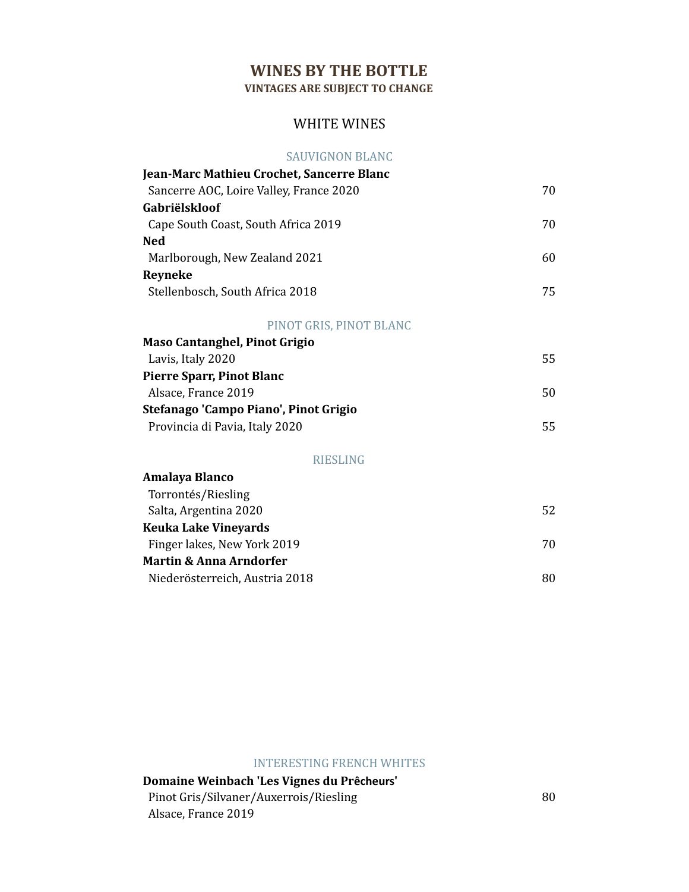# WINES BY THE BOTTLE

**VINTAGES ARE SUBJECT TO CHANGE**

## WHITE WINES

### SAUVIGNON BLANC

**Jean-Marc Mathieu Crochet, Sancerre Blanc**
Sancerre AOC, Loire Valley, France 2020 — 70

**Gabriëlskloof**
Cape South Coast, South Africa 2019 — 70

**Ned**
Marlborough, New Zealand 2021 — 60

**Reyneke**
Stellenbosch, South Africa 2018 — 75

### PINOT GRIS, PINOT BLANC

**Maso Cantanghel, Pinot Grigio**
Lavis, Italy 2020 — 55

**Pierre Sparr, Pinot Blanc**
Alsace, France 2019 — 50

**Stefanago 'Campo Piano', Pinot Grigio**
Provincia di Pavia, Italy 2020 — 55

### RIESLING

**Amalaya Blanco**
Torrontés/Riesling
Salta, Argentina 2020 — 52

**Keuka Lake Vineyards**
Finger lakes, New York 2019 — 70

**Martin & Anna Arndorfer**
Niederösterreich, Austria 2018 — 80

### INTERESTING FRENCH WHITES

**Domaine Weinbach 'Les Vignes du Prêcheurs'**
Pinot Gris/Silvaner/Auxerrois/Riesling — 80
Alsace, France 2019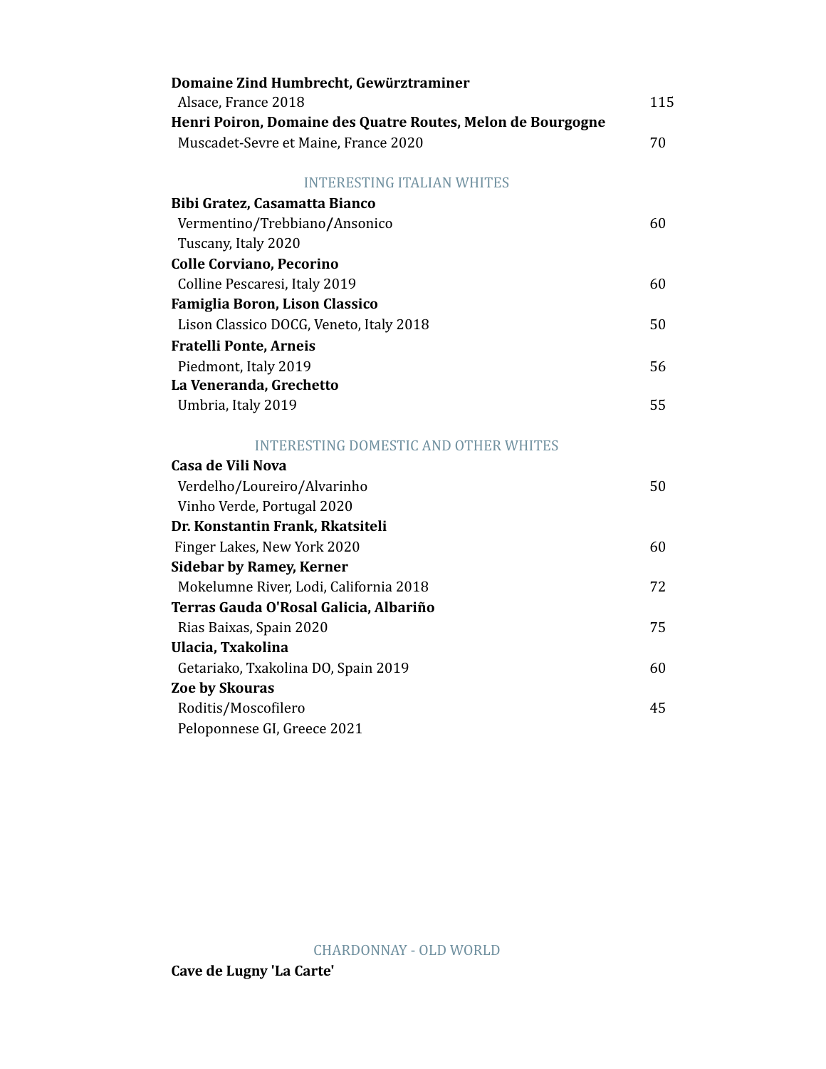**Domaine Zind Humbrecht, Gewürztraminer**
Alsace, France 2018 — 115

**Henri Poiron, Domaine des Quatre Routes, Melon de Bourgogne**
Muscadet-Sevre et Maine, France 2020 — 70

## INTERESTING ITALIAN WHITES

**Bibi Gratez, Casamatta Bianco**
Vermentino/Trebbiano/Ansonico — 60
Tuscany, Italy 2020

**Colle Corviano, Pecorino**
Colline Pescaresi, Italy 2019 — 60

**Famiglia Boron, Lison Classico**
Lison Classico DOCG, Veneto, Italy 2018 — 50

**Fratelli Ponte, Arneis**
Piedmont, Italy 2019 — 56

**La Veneranda, Grechetto**
Umbria, Italy 2019 — 55

## INTERESTING DOMESTIC AND OTHER WHITES

**Casa de Vili Nova**
Verdelho/Loureiro/Alvarinho — 50
Vinho Verde, Portugal 2020

**Dr. Konstantin Frank, Rkatsiteli**
Finger Lakes, New York 2020 — 60

**Sidebar by Ramey, Kerner**
Mokelumne River, Lodi, California 2018 — 72

**Terras Gauda O'Rosal Galicia, Albariño**
Rias Baixas, Spain 2020 — 75

**Ulacia, Txakolina**
Getariako, Txakolina DO, Spain 2019 — 60

**Zoe by Skouras**
Roditis/Moscofilero — 45
Peloponnese GI, Greece 2021

## CHARDONNAY - OLD WORLD

**Cave de Lugny 'La Carte'**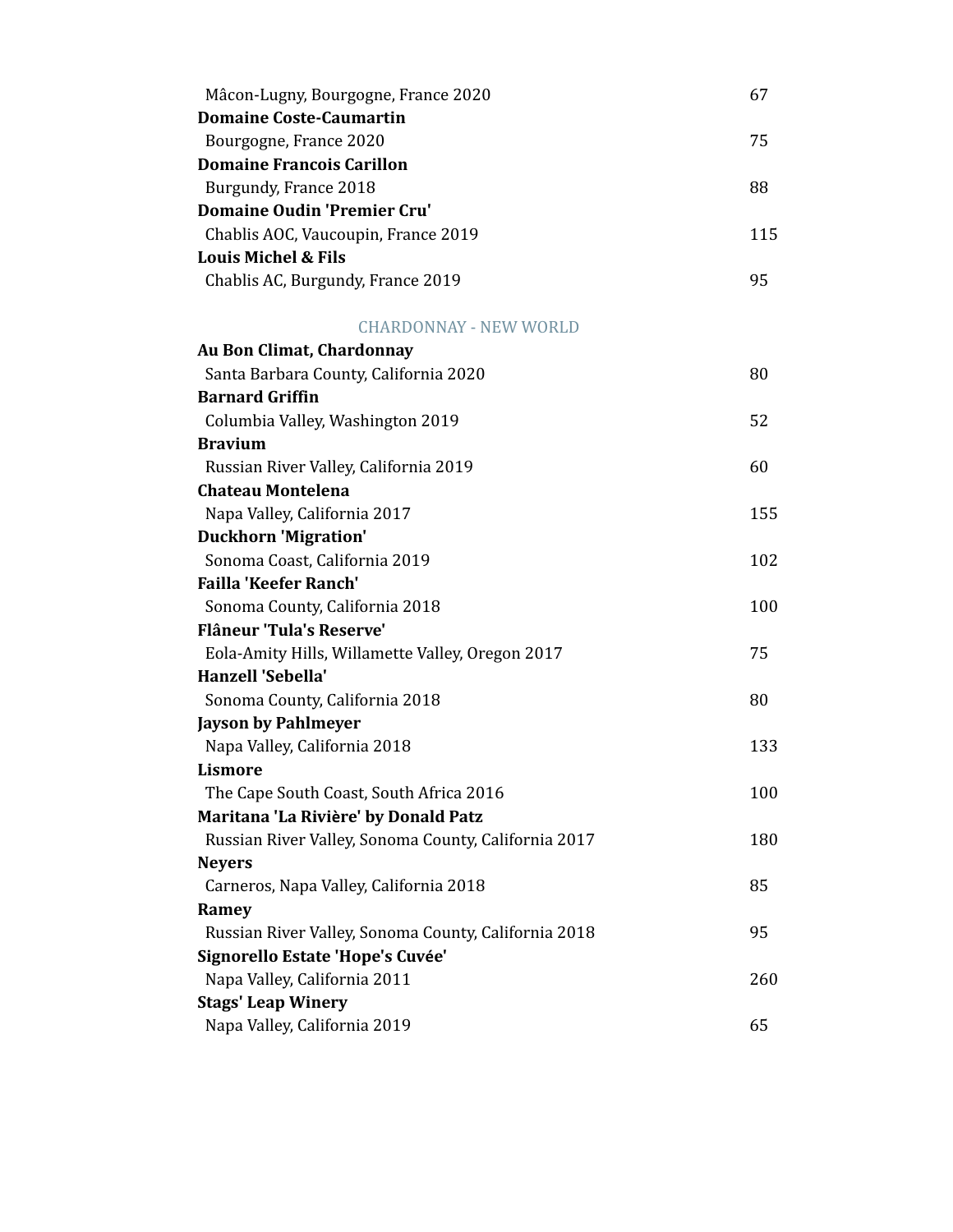Mâcon-Lugny, Bourgogne, France 2020 — 67

**Domaine Coste-Caumartin**
Bourgogne, France 2020 — 75

**Domaine Francois Carillon**
Burgundy, France 2018 — 88

**Domaine Oudin 'Premier Cru'**
Chablis AOC, Vaucoupin, France 2019 — 115

**Louis Michel & Fils**
Chablis AC, Burgundy, France 2019 — 95

## CHARDONNAY - NEW WORLD

**Au Bon Climat, Chardonnay**
Santa Barbara County, California 2020 — 80

**Barnard Griffin**
Columbia Valley, Washington 2019 — 52

**Bravium**
Russian River Valley, California 2019 — 60

**Chateau Montelena**
Napa Valley, California 2017 — 155

**Duckhorn 'Migration'**
Sonoma Coast, California 2019 — 102

**Failla 'Keefer Ranch'**
Sonoma County, California 2018 — 100

**Flâneur 'Tula's Reserve'**
Eola-Amity Hills, Willamette Valley, Oregon 2017 — 75

**Hanzell 'Sebella'**
Sonoma County, California 2018 — 80

**Jayson by Pahlmeyer**
Napa Valley, California 2018 — 133

**Lismore**
The Cape South Coast, South Africa 2016 — 100

**Maritana 'La Rivière' by Donald Patz**
Russian River Valley, Sonoma County, California 2017 — 180

**Neyers**
Carneros, Napa Valley, California 2018 — 85

**Ramey**
Russian River Valley, Sonoma County, California 2018 — 95

**Signorello Estate 'Hope's Cuvée'**
Napa Valley, California 2011 — 260

**Stags' Leap Winery**
Napa Valley, California 2019 — 65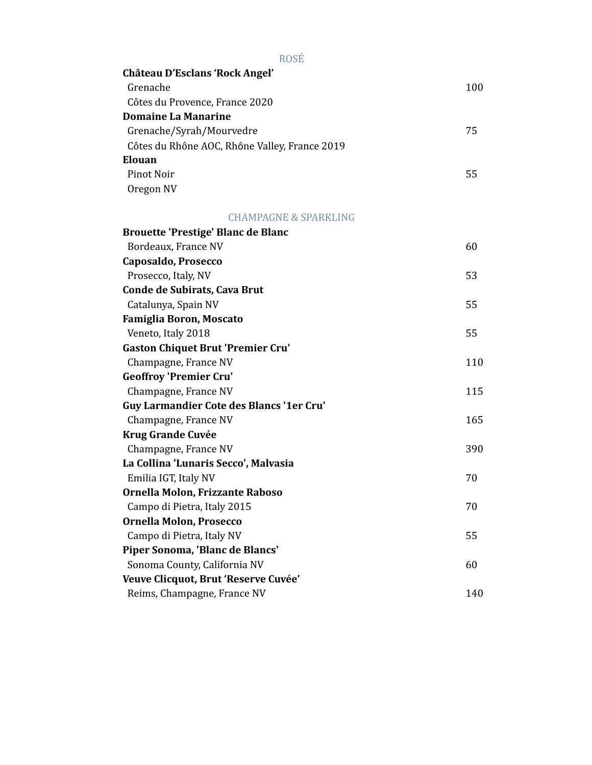## ROSÉ

**Château D'Esclans 'Rock Angel'**
Grenache — 100
Côtes du Provence, France 2020

**Domaine La Manarine**
Grenache/Syrah/Mourvedre — 75
Côtes du Rhône AOC, Rhône Valley, France 2019

**Elouan**
Pinot Noir — 55
Oregon NV

## CHAMPAGNE & SPARKLING

**Brouette 'Prestige' Blanc de Blanc**
Bordeaux, France NV — 60

**Caposaldo, Prosecco**
Prosecco, Italy, NV — 53

**Conde de Subirats, Cava Brut**
Catalunya, Spain NV — 55

**Famiglia Boron, Moscato**
Veneto, Italy 2018 — 55

**Gaston Chiquet Brut 'Premier Cru'**
Champagne, France NV — 110

**Geoffroy 'Premier Cru'**
Champagne, France NV — 115

**Guy Larmandier Cote des Blancs '1er Cru'**
Champagne, France NV — 165

**Krug Grande Cuvée**
Champagne, France NV — 390

**La Collina 'Lunaris Secco', Malvasia**
Emilia IGT, Italy NV — 70

**Ornella Molon, Frizzante Raboso**
Campo di Pietra, Italy 2015 — 70

**Ornella Molon, Prosecco**
Campo di Pietra, Italy NV — 55

**Piper Sonoma, 'Blanc de Blancs'**
Sonoma County, California NV — 60

**Veuve Clicquot, Brut 'Reserve Cuvée'**
Reims, Champagne, France NV — 140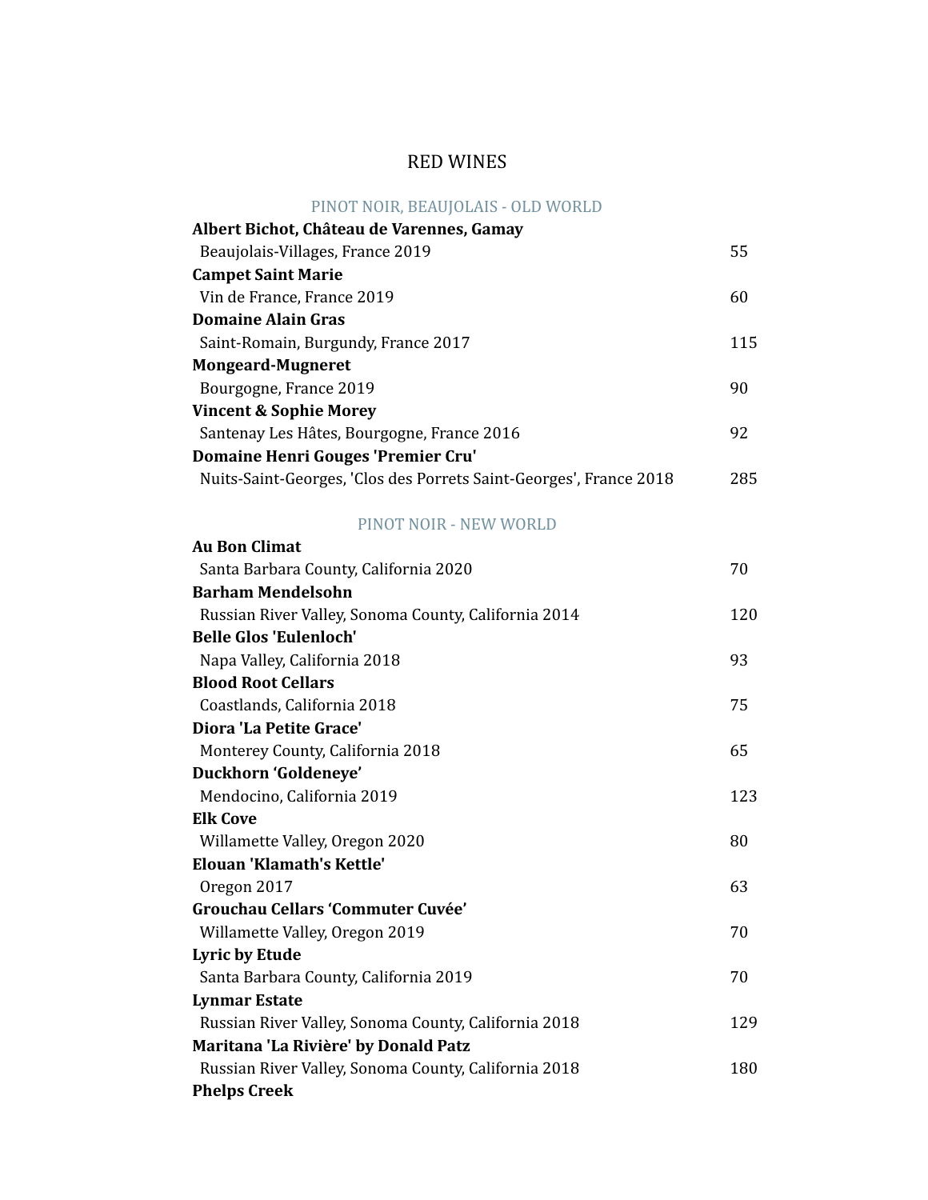# RED WINES

## PINOT NOIR, BEAUJOLAIS - OLD WORLD

**Albert Bichot, Château de Varennes, Gamay**
Beaujolais-Villages, France 2019 — 55

**Campet Saint Marie**
Vin de France, France 2019 — 60

**Domaine Alain Gras**
Saint-Romain, Burgundy, France 2017 — 115

**Mongeard-Mugneret**
Bourgogne, France 2019 — 90

**Vincent & Sophie Morey**
Santenay Les Hâtes, Bourgogne, France 2016 — 92

**Domaine Henri Gouges 'Premier Cru'**
Nuits-Saint-Georges, 'Clos des Porrets Saint-Georges', France 2018 — 285

## PINOT NOIR - NEW WORLD

**Au Bon Climat**
Santa Barbara County, California 2020 — 70

**Barham Mendelsohn**
Russian River Valley, Sonoma County, California 2014 — 120

**Belle Glos 'Eulenloch'**
Napa Valley, California 2018 — 93

**Blood Root Cellars**
Coastlands, California 2018 — 75

**Diora 'La Petite Grace'**
Monterey County, California 2018 — 65

**Duckhorn 'Goldeneye'**
Mendocino, California 2019 — 123

**Elk Cove**
Willamette Valley, Oregon 2020 — 80

**Elouan 'Klamath's Kettle'**
Oregon 2017 — 63

**Grouchau Cellars 'Commuter Cuvée'**
Willamette Valley, Oregon 2019 — 70

**Lyric by Etude**
Santa Barbara County, California 2019 — 70

**Lynmar Estate**
Russian River Valley, Sonoma County, California 2018 — 129

**Maritana 'La Rivière' by Donald Patz**
Russian River Valley, Sonoma County, California 2018 — 180

**Phelps Creek**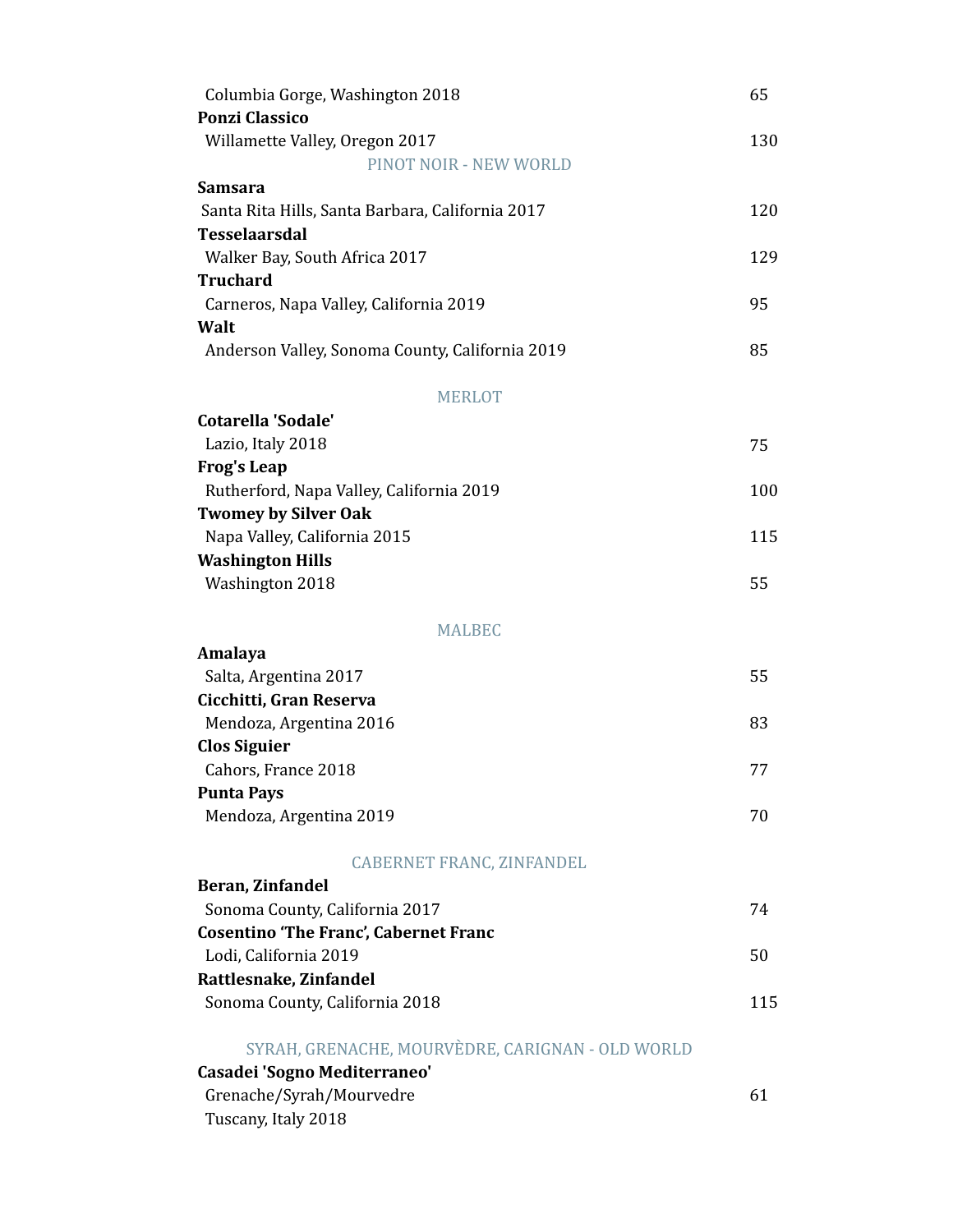Columbia Gorge, Washington 2018 — 65

**Ponzi Classico**
Willamette Valley, Oregon 2017 — 130

## PINOT NOIR - NEW WORLD

**Samsara**
Santa Rita Hills, Santa Barbara, California 2017 — 120

**Tesselaarsdal**
Walker Bay, South Africa 2017 — 129

**Truchard**
Carneros, Napa Valley, California 2019 — 95

**Walt**
Anderson Valley, Sonoma County, California 2019 — 85

## MERLOT

**Cotarella 'Sodale'**
Lazio, Italy 2018 — 75

**Frog's Leap**
Rutherford, Napa Valley, California 2019 — 100

**Twomey by Silver Oak**
Napa Valley, California 2015 — 115

**Washington Hills**
Washington 2018 — 55

## MALBEC

**Amalaya**
Salta, Argentina 2017 — 55

**Cicchitti, Gran Reserva**
Mendoza, Argentina 2016 — 83

**Clos Siguier**
Cahors, France 2018 — 77

**Punta Pays**
Mendoza, Argentina 2019 — 70

## CABERNET FRANC, ZINFANDEL

**Beran, Zinfandel**
Sonoma County, California 2017 — 74

**Cosentino 'The Franc', Cabernet Franc**
Lodi, California 2019 — 50

**Rattlesnake, Zinfandel**
Sonoma County, California 2018 — 115

## SYRAH, GRENACHE, MOURVÈDRE, CARIGNAN - OLD WORLD

**Casadei 'Sogno Mediterraneo'**
Grenache/Syrah/Mourvedre — 61
Tuscany, Italy 2018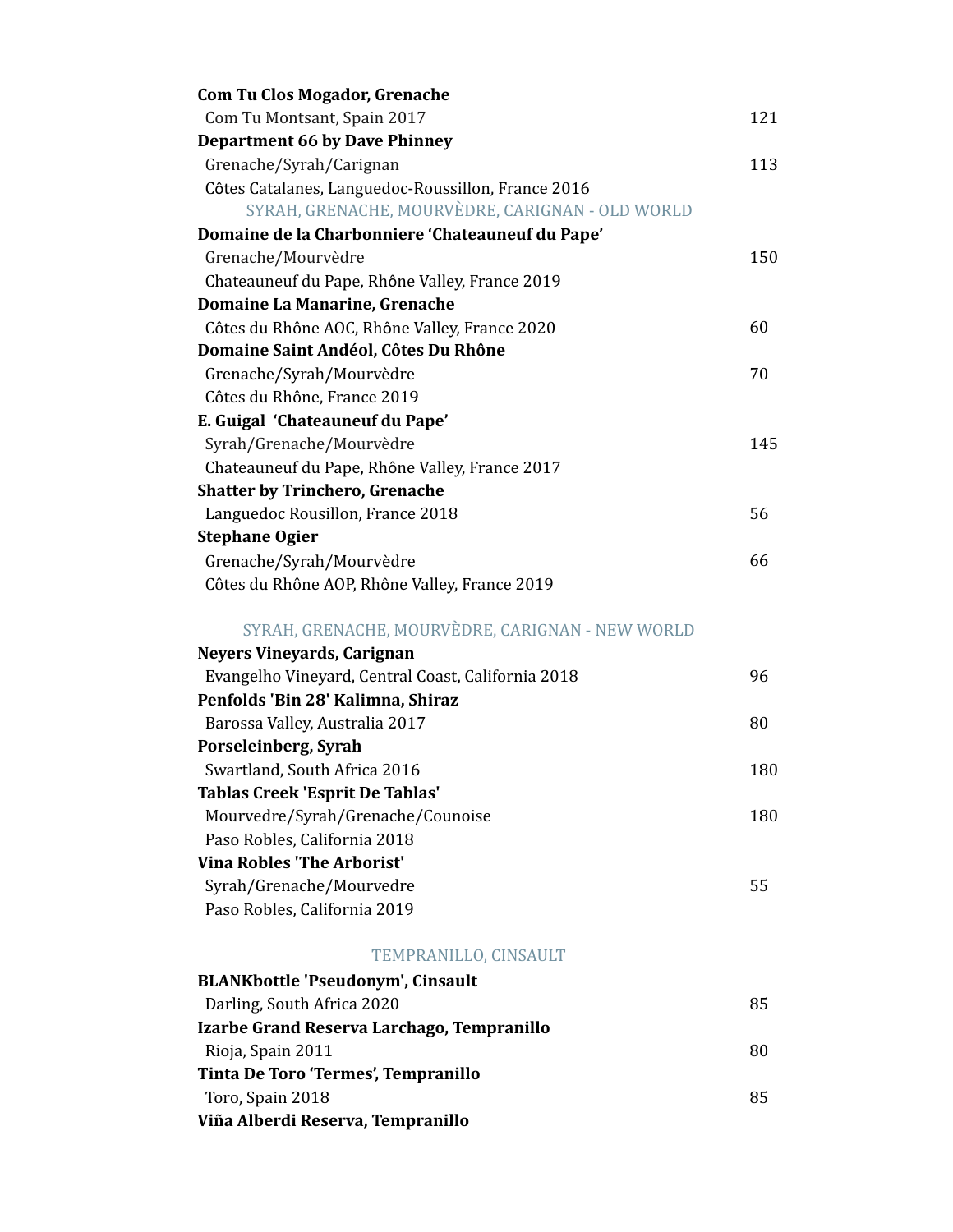**Com Tu Clos Mogador, Grenache**
Com Tu Montsant, Spain 2017 — 121

**Department 66 by Dave Phinney**
Grenache/Syrah/Carignan — 113
Côtes Catalanes, Languedoc-Roussillon, France 2016

## SYRAH, GRENACHE, MOURVÈDRE, CARIGNAN - OLD WORLD

**Domaine de la Charbonniere 'Chateauneuf du Pape'**
Grenache/Mourvèdre — 150
Chateauneuf du Pape, Rhône Valley, France 2019

**Domaine La Manarine, Grenache**
Côtes du Rhône AOC, Rhône Valley, France 2020 — 60

**Domaine Saint Andéol, Côtes Du Rhône**
Grenache/Syrah/Mourvèdre — 70
Côtes du Rhône, France 2019

**E. Guigal 'Chateauneuf du Pape'**
Syrah/Grenache/Mourvèdre — 145
Chateauneuf du Pape, Rhône Valley, France 2017

**Shatter by Trinchero, Grenache**
Languedoc Rousillon, France 2018 — 56

**Stephane Ogier**
Grenache/Syrah/Mourvèdre — 66
Côtes du Rhône AOP, Rhône Valley, France 2019

## SYRAH, GRENACHE, MOURVÈDRE, CARIGNAN - NEW WORLD

**Neyers Vineyards, Carignan**
Evangelho Vineyard, Central Coast, California 2018 — 96

**Penfolds 'Bin 28' Kalimna, Shiraz**
Barossa Valley, Australia 2017 — 80

**Porseleinberg, Syrah**
Swartland, South Africa 2016 — 180

**Tablas Creek 'Esprit De Tablas'**
Mourvedre/Syrah/Grenache/Counoise — 180
Paso Robles, California 2018

**Vina Robles 'The Arborist'**
Syrah/Grenache/Mourvedre — 55
Paso Robles, California 2019

## TEMPRANILLO, CINSAULT

**BLANKbottle 'Pseudonym', Cinsault**
Darling, South Africa 2020 — 85

**Izarbe Grand Reserva Larchago, Tempranillo**
Rioja, Spain 2011 — 80

**Tinta De Toro 'Termes', Tempranillo**
Toro, Spain 2018 — 85

**Viña Alberdi Reserva, Tempranillo**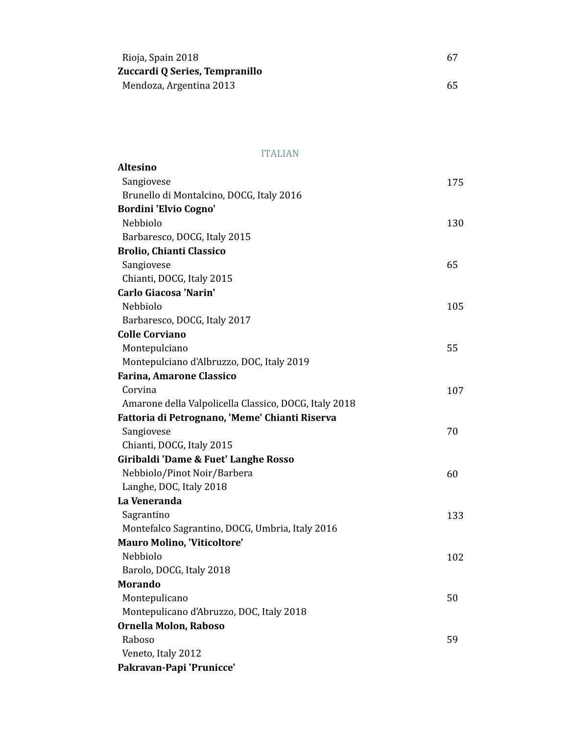Rioja, Spain 2018 — 67

**Zuccardi Q Series, Tempranillo**
Mendoza, Argentina 2013 — 65

## ITALIAN

**Altesino**
Sangiovese — 175
Brunello di Montalcino, DOCG, Italy 2016

**Bordini 'Elvio Cogno'**
Nebbiolo — 130
Barbaresco, DOCG, Italy 2015

**Brolio, Chianti Classico**
Sangiovese — 65
Chianti, DOCG, Italy 2015

**Carlo Giacosa 'Narin'**
Nebbiolo — 105
Barbaresco, DOCG, Italy 2017

**Colle Corviano**
Montepulciano — 55
Montepulciano d'Albruzzo, DOC, Italy 2019

**Farina, Amarone Classico**
Corvina — 107
Amarone della Valpolicella Classico, DOCG, Italy 2018

**Fattoria di Petrognano, 'Meme' Chianti Riserva**
Sangiovese — 70
Chianti, DOCG, Italy 2015

**Giribaldi 'Dame & Fuet' Langhe Rosso**
Nebbiolo/Pinot Noir/Barbera — 60
Langhe, DOC, Italy 2018

**La Veneranda**
Sagrantino — 133
Montefalco Sagrantino, DOCG, Umbria, Italy 2016

**Mauro Molino, 'Viticoltore'**
Nebbiolo — 102
Barolo, DOCG, Italy 2018

**Morando**
Montepulicano — 50
Montepulicano d'Abruzzo, DOC, Italy 2018

**Ornella Molon, Raboso**
Raboso — 59
Veneto, Italy 2012

**Pakravan-Papi 'Prunicce'**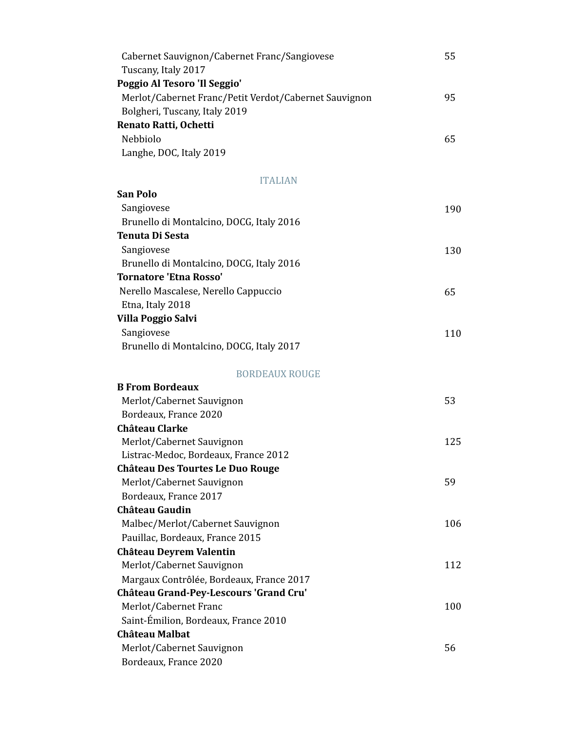Cabernet Sauvignon/Cabernet Franc/Sangiovese 55
Tuscany, Italy 2017

**Poggio Al Tesoro 'Il Seggio'**
Merlot/Cabernet Franc/Petit Verdot/Cabernet Sauvignon 95
Bolgheri, Tuscany, Italy 2019

**Renato Ratti, Ochetti**
Nebbiolo 65
Langhe, DOC, Italy 2019

## ITALIAN

**San Polo**
Sangiovese 190
Brunello di Montalcino, DOCG, Italy 2016

**Tenuta Di Sesta**
Sangiovese 130
Brunello di Montalcino, DOCG, Italy 2016

**Tornatore 'Etna Rosso'**
Nerello Mascalese, Nerello Cappuccio 65
Etna, Italy 2018

**Villa Poggio Salvi**
Sangiovese 110
Brunello di Montalcino, DOCG, Italy 2017

## BORDEAUX ROUGE

**B From Bordeaux**
Merlot/Cabernet Sauvignon 53
Bordeaux, France 2020

**Château Clarke**
Merlot/Cabernet Sauvignon 125
Listrac-Medoc, Bordeaux, France 2012

**Château Des Tourtes Le Duo Rouge**
Merlot/Cabernet Sauvignon 59
Bordeaux, France 2017

**Château Gaudin**
Malbec/Merlot/Cabernet Sauvignon 106
Pauillac, Bordeaux, France 2015

**Château Deyrem Valentin**
Merlot/Cabernet Sauvignon 112
Margaux Contrôlée, Bordeaux, France 2017

**Château Grand-Pey-Lescours 'Grand Cru'**
Merlot/Cabernet Franc 100
Saint-Émilion, Bordeaux, France 2010

**Château Malbat**
Merlot/Cabernet Sauvignon 56
Bordeaux, France 2020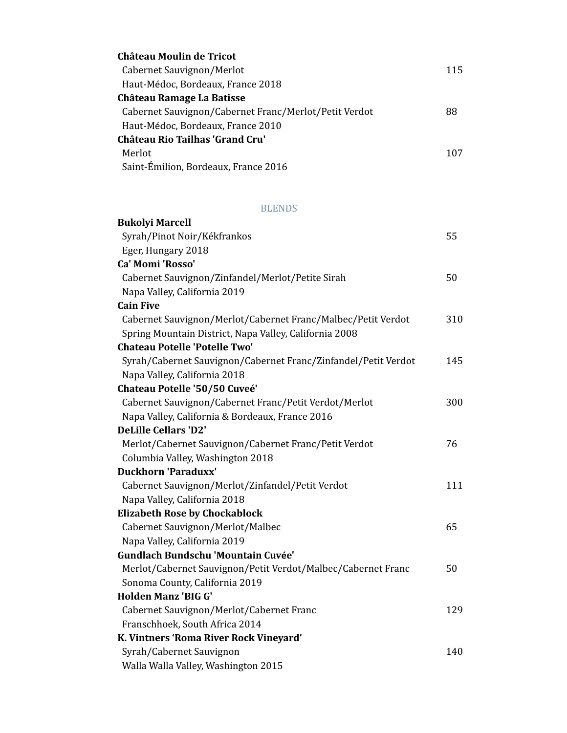**Château Moulin de Tricot**
Cabernet Sauvignon/Merlot 115
Haut-Médoc, Bordeaux, France 2018

**Château Ramage La Batisse**
Cabernet Sauvignon/Cabernet Franc/Merlot/Petit Verdot 88
Haut-Médoc, Bordeaux, France 2010

**Château Rio Tailhas 'Grand Cru'**
Merlot 107
Saint-Émilion, Bordeaux, France 2016

## BLENDS

**Bukolyi Marcell**
Syrah/Pinot Noir/Kékfrankos 55
Eger, Hungary 2018

**Ca' Momi 'Rosso'**
Cabernet Sauvignon/Zinfandel/Merlot/Petite Sirah 50
Napa Valley, California 2019

**Cain Five**
Cabernet Sauvignon/Merlot/Cabernet Franc/Malbec/Petit Verdot 310
Spring Mountain District, Napa Valley, California 2008

**Chateau Potelle 'Potelle Two'**
Syrah/Cabernet Sauvignon/Cabernet Franc/Zinfandel/Petit Verdot 145
Napa Valley, California 2018

**Chateau Potelle '50/50 Cuveé'**
Cabernet Sauvignon/Cabernet Franc/Petit Verdot/Merlot 300
Napa Valley, California & Bordeaux, France 2016

**DeLille Cellars 'D2'**
Merlot/Cabernet Sauvignon/Cabernet Franc/Petit Verdot 76
Columbia Valley, Washington 2018

**Duckhorn 'Paraduxx'**
Cabernet Sauvignon/Merlot/Zinfandel/Petit Verdot 111
Napa Valley, California 2018

**Elizabeth Rose by Chockablock**
Cabernet Sauvignon/Merlot/Malbec 65
Napa Valley, California 2019

**Gundlach Bundschu 'Mountain Cuvée'**
Merlot/Cabernet Sauvignon/Petit Verdot/Malbec/Cabernet Franc 50
Sonoma County, California 2019

**Holden Manz 'BIG G'**
Cabernet Sauvignon/Merlot/Cabernet Franc 129
Franschhoek, South Africa 2014

**K. Vintners 'Roma River Rock Vineyard'**
Syrah/Cabernet Sauvignon 140
Walla Walla Valley, Washington 2015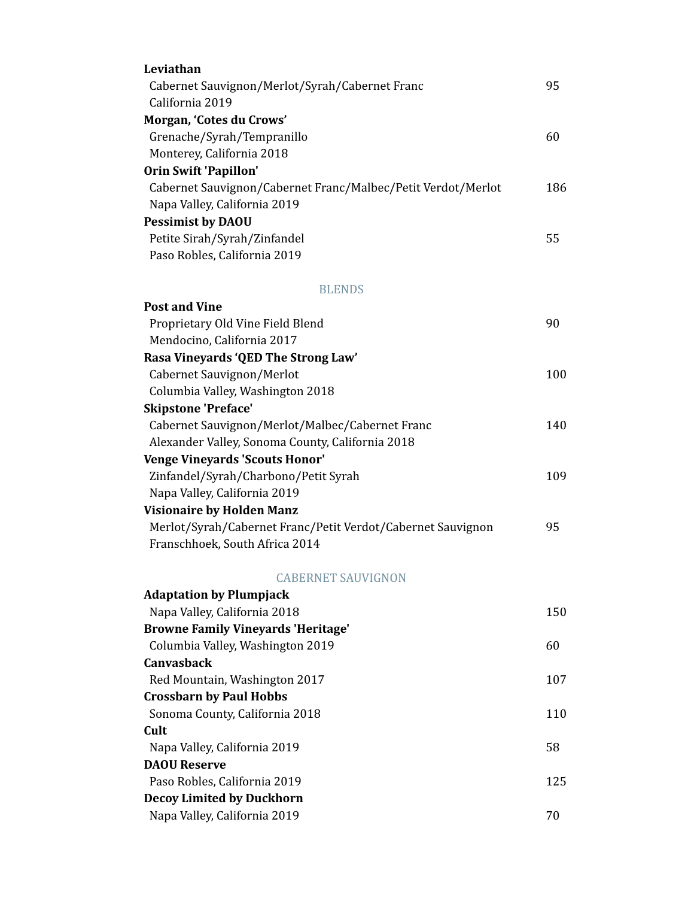**Leviathan**
Cabernet Sauvignon/Merlot/Syrah/Cabernet Franc — 95
California 2019

**Morgan, 'Cotes du Crows'**
Grenache/Syrah/Tempranillo — 60
Monterey, California 2018

**Orin Swift 'Papillon'**
Cabernet Sauvignon/Cabernet Franc/Malbec/Petit Verdot/Merlot — 186
Napa Valley, California 2019

**Pessimist by DAOU**
Petite Sirah/Syrah/Zinfandel — 55
Paso Robles, California 2019

## BLENDS

**Post and Vine**
Proprietary Old Vine Field Blend — 90
Mendocino, California 2017

**Rasa Vineyards 'QED The Strong Law'**
Cabernet Sauvignon/Merlot — 100
Columbia Valley, Washington 2018

**Skipstone 'Preface'**
Cabernet Sauvignon/Merlot/Malbec/Cabernet Franc — 140
Alexander Valley, Sonoma County, California 2018

**Venge Vineyards 'Scouts Honor'**
Zinfandel/Syrah/Charbono/Petit Syrah — 109
Napa Valley, California 2019

**Visionaire by Holden Manz**
Merlot/Syrah/Cabernet Franc/Petit Verdot/Cabernet Sauvignon — 95
Franschhoek, South Africa 2014

## CABERNET SAUVIGNON

**Adaptation by Plumpjack**
Napa Valley, California 2018 — 150

**Browne Family Vineyards 'Heritage'**
Columbia Valley, Washington 2019 — 60

**Canvasback**
Red Mountain, Washington 2017 — 107

**Crossbarn by Paul Hobbs**
Sonoma County, California 2018 — 110

**Cult**
Napa Valley, California 2019 — 58

**DAOU Reserve**
Paso Robles, California 2019 — 125

**Decoy Limited by Duckhorn**
Napa Valley, California 2019 — 70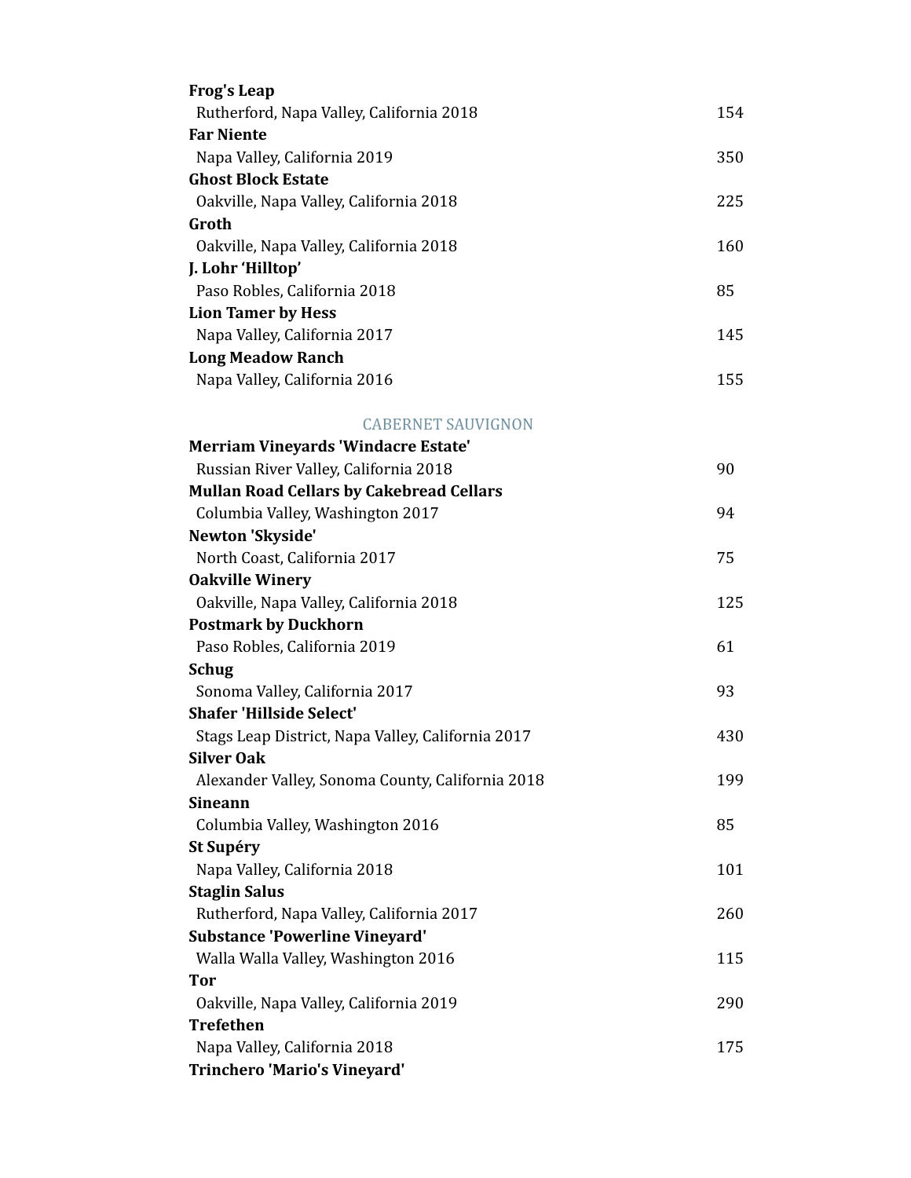**Frog's Leap**
Rutherford, Napa Valley, California 2018 154

**Far Niente**
Napa Valley, California 2019 350

**Ghost Block Estate**
Oakville, Napa Valley, California 2018 225

**Groth**
Oakville, Napa Valley, California 2018 160

**J. Lohr 'Hilltop'**
Paso Robles, California 2018 85

**Lion Tamer by Hess**
Napa Valley, California 2017 145

**Long Meadow Ranch**
Napa Valley, California 2016 155

## CABERNET SAUVIGNON

**Merriam Vineyards 'Windacre Estate'**
Russian River Valley, California 2018 90

**Mullan Road Cellars by Cakebread Cellars**
Columbia Valley, Washington 2017 94

**Newton 'Skyside'**
North Coast, California 2017 75

**Oakville Winery**
Oakville, Napa Valley, California 2018 125

**Postmark by Duckhorn**
Paso Robles, California 2019 61

**Schug**
Sonoma Valley, California 2017 93

**Shafer 'Hillside Select'**
Stags Leap District, Napa Valley, California 2017 430

**Silver Oak**
Alexander Valley, Sonoma County, California 2018 199

**Sineann**
Columbia Valley, Washington 2016 85

**St Supéry**
Napa Valley, California 2018 101

**Staglin Salus**
Rutherford, Napa Valley, California 2017 260

**Substance 'Powerline Vineyard'**
Walla Walla Valley, Washington 2016 115

**Tor**
Oakville, Napa Valley, California 2019 290

**Trefethen**
Napa Valley, California 2018 175

**Trinchero 'Mario's Vineyard'**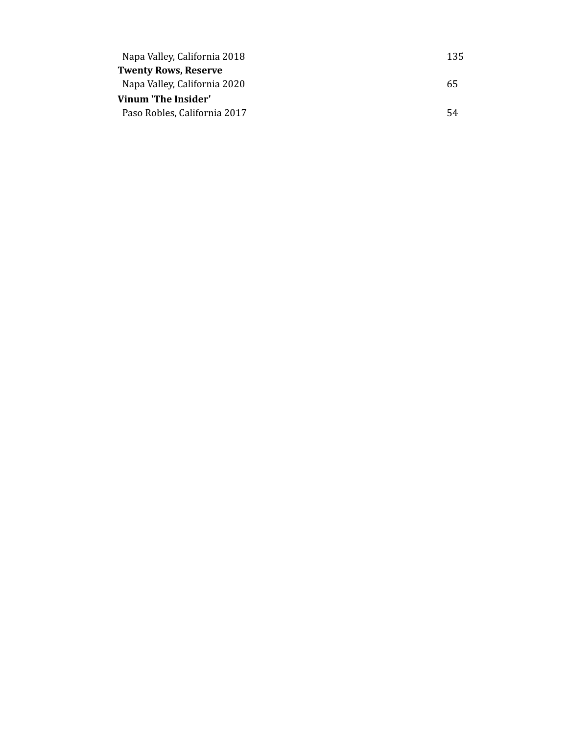Napa Valley, California 2018 135

**Twenty Rows, Reserve**

Napa Valley, California 2020 65

**Vinum 'The Insider'**

Paso Robles, California 2017 54